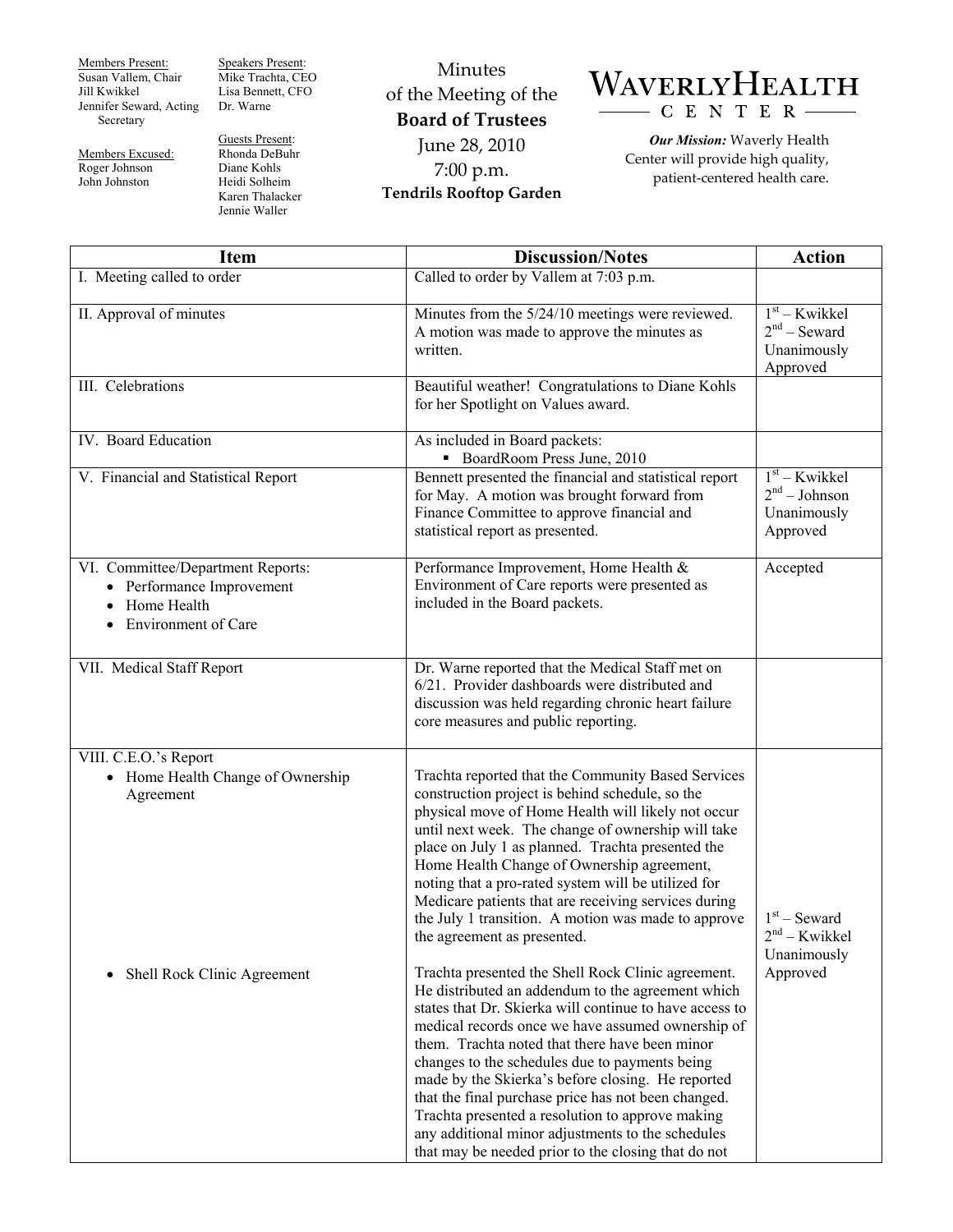Members Present:
Susan Vallem, Chair
Jill Kwikkel
Jennifer Seward, Acting Secretary

Members Excused:
Roger Johnson
John Johnston

Speakers Present:
Mike Trachta, CEO
Lisa Bennett, CFO
Dr. Warne

Guests Present:
Rhonda DeBuhr
Diane Kohls
Heidi Solheim
Karen Thalacker
Jennie Waller

# Minutes of the Meeting of the **Board of Trustees**

June 28, 2010
7:00 p.m.
**Tendrils Rooftop Garden**

**WAVERLY HEALTH CENTER**

***Our Mission:*** Waverly Health Center will provide high quality, patient-centered health care.

| Item | Discussion/Notes | Action |
|---|---|---|
| I. Meeting called to order | Called to order by Vallem at 7:03 p.m. | |
| II. Approval of minutes | Minutes from the 5/24/10 meetings were reviewed. A motion was made to approve the minutes as written. | 1st – Kwikkel<br>2nd – Seward<br>Unanimously Approved |
| III. Celebrations | Beautiful weather! Congratulations to Diane Kohls for her Spotlight on Values award. | |
| IV. Board Education | As included in Board packets:<br>▪ BoardRoom Press June, 2010 | |
| V. Financial and Statistical Report | Bennett presented the financial and statistical report for May. A motion was brought forward from Finance Committee to approve financial and statistical report as presented. | 1st – Kwikkel<br>2nd – Johnson<br>Unanimously Approved |
| VI. Committee/Department Reports:<br>• Performance Improvement<br>• Home Health<br>• Environment of Care | Performance Improvement, Home Health & Environment of Care reports were presented as included in the Board packets. | Accepted |
| VII. Medical Staff Report | Dr. Warne reported that the Medical Staff met on 6/21. Provider dashboards were distributed and discussion was held regarding chronic heart failure core measures and public reporting. | |
| VIII. C.E.O.'s Report<br>• Home Health Change of Ownership Agreement | Trachta reported that the Community Based Services construction project is behind schedule, so the physical move of Home Health will likely not occur until next week. The change of ownership will take place on July 1 as planned. Trachta presented the Home Health Change of Ownership agreement, noting that a pro-rated system will be utilized for Medicare patients that are receiving services during the July 1 transition. A motion was made to approve the agreement as presented. | 1st – Seward<br>2nd – Kwikkel<br>Unanimously Approved |
| • Shell Rock Clinic Agreement | Trachta presented the Shell Rock Clinic agreement. He distributed an addendum to the agreement which states that Dr. Skierka will continue to have access to medical records once we have assumed ownership of them. Trachta noted that there have been minor changes to the schedules due to payments being made by the Skierka's before closing. He reported that the final purchase price has not been changed. Trachta presented a resolution to approve making any additional minor adjustments to the schedules that may be needed prior to the closing that do not | |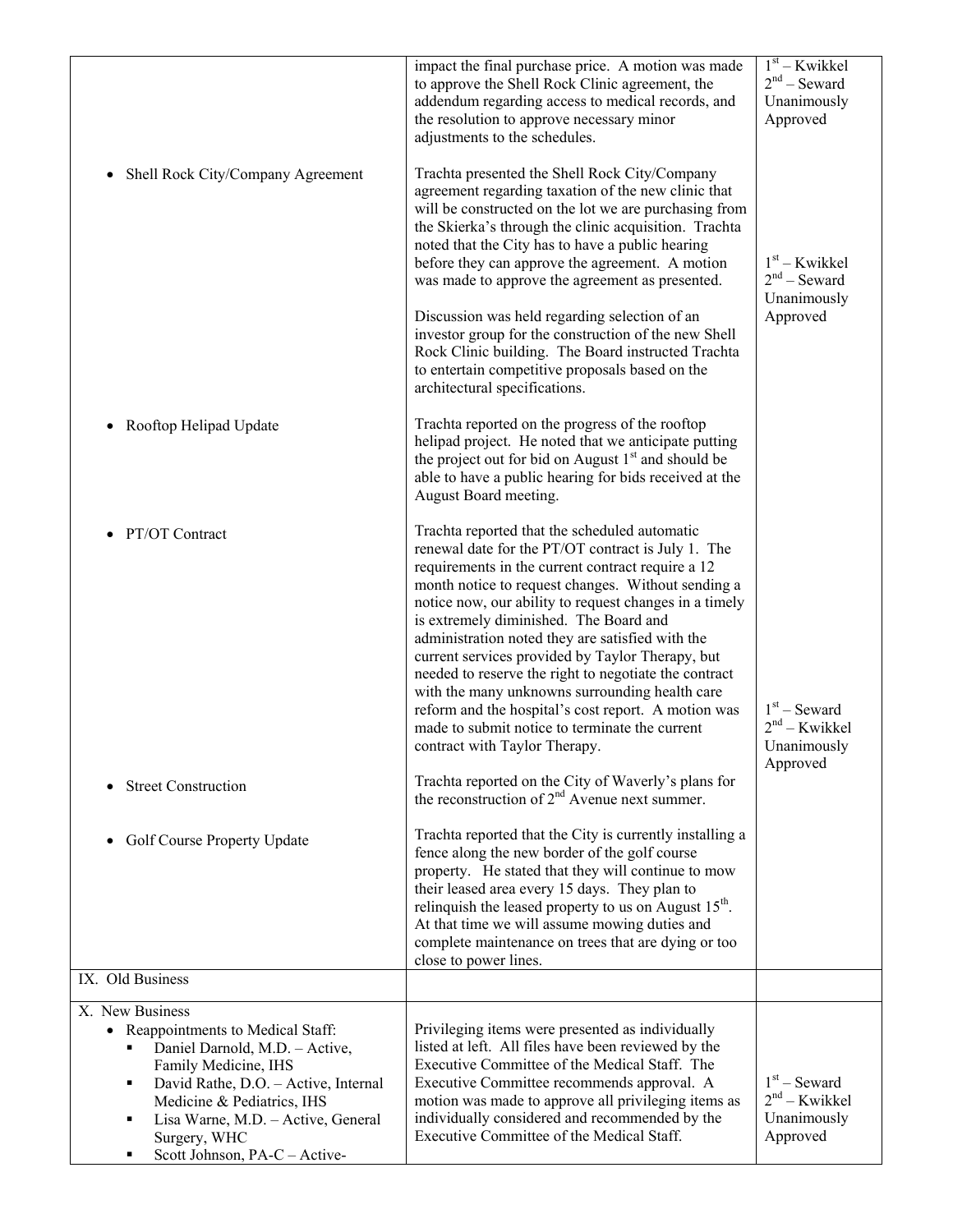| | | |
|---|---|---|
| | impact the final purchase price. A motion was made to approve the Shell Rock Clinic agreement, the addendum regarding access to medical records, and the resolution to approve necessary minor adjustments to the schedules. | 1st – Kwikkel<br>2nd – Seward<br>Unanimously Approved |
| • Shell Rock City/Company Agreement | Trachta presented the Shell Rock City/Company agreement regarding taxation of the new clinic that will be constructed on the lot we are purchasing from the Skierka's through the clinic acquisition. Trachta noted that the City has to have a public hearing before they can approve the agreement. A motion was made to approve the agreement as presented.<br><br>Discussion was held regarding selection of an investor group for the construction of the new Shell Rock Clinic building. The Board instructed Trachta to entertain competitive proposals based on the architectural specifications. | 1st – Kwikkel<br>2nd – Seward<br>Unanimously Approved |
| • Rooftop Helipad Update | Trachta reported on the progress of the rooftop helipad project. He noted that we anticipate putting the project out for bid on August 1st and should be able to have a public hearing for bids received at the August Board meeting. | |
| • PT/OT Contract | Trachta reported that the scheduled automatic renewal date for the PT/OT contract is July 1. The requirements in the current contract require a 12 month notice to request changes. Without sending a notice now, our ability to request changes in a timely is extremely diminished. The Board and administration noted they are satisfied with the current services provided by Taylor Therapy, but needed to reserve the right to negotiate the contract with the many unknowns surrounding health care reform and the hospital's cost report. A motion was made to submit notice to terminate the current contract with Taylor Therapy. | 1st – Seward<br>2nd – Kwikkel<br>Unanimously Approved |
| • Street Construction | Trachta reported on the City of Waverly's plans for the reconstruction of 2nd Avenue next summer. | |
| • Golf Course Property Update | Trachta reported that the City is currently installing a fence along the new border of the golf course property. He stated that they will continue to mow their leased area every 15 days. They plan to relinquish the leased property to us on August 15th. At that time we will assume mowing duties and complete maintenance on trees that are dying or too close to power lines. | |
| IX. Old Business | | |
| X. New Business<br>• Reappointments to Medical Staff:<br>▪ Daniel Darnold, M.D. – Active, Family Medicine, IHS<br>▪ David Rathe, D.O. – Active, Internal Medicine & Pediatrics, IHS<br>▪ Lisa Warne, M.D. – Active, General Surgery, WHC<br>▪ Scott Johnson, PA-C – Active- | Privileging items were presented as individually listed at left. All files have been reviewed by the Executive Committee of the Medical Staff. The Executive Committee recommends approval. A motion was made to approve all privileging items as individually considered and recommended by the Executive Committee of the Medical Staff. | 1st – Seward<br>2nd – Kwikkel<br>Unanimously Approved |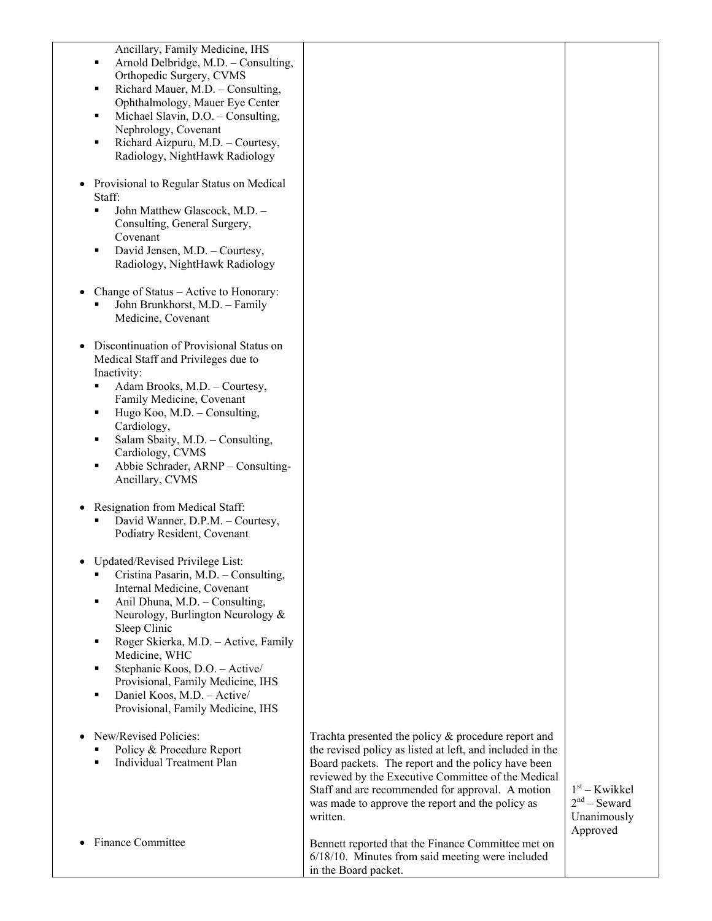| | | |
|---|---|---|
| Ancillary, Family Medicine, IHS<br>▪ Arnold Delbridge, M.D. – Consulting, Orthopedic Surgery, CVMS<br>▪ Richard Mauer, M.D. – Consulting, Ophthalmology, Mauer Eye Center<br>▪ Michael Slavin, D.O. – Consulting, Nephrology, Covenant<br>▪ Richard Aizpuru, M.D. – Courtesy, Radiology, NightHawk Radiology<br><br>• Provisional to Regular Status on Medical Staff:<br>▪ John Matthew Glascock, M.D. – Consulting, General Surgery, Covenant<br>▪ David Jensen, M.D. – Courtesy, Radiology, NightHawk Radiology<br><br>• Change of Status – Active to Honorary:<br>▪ John Brunkhorst, M.D. – Family Medicine, Covenant<br><br>• Discontinuation of Provisional Status on Medical Staff and Privileges due to Inactivity:<br>▪ Adam Brooks, M.D. – Courtesy, Family Medicine, Covenant<br>▪ Hugo Koo, M.D. – Consulting, Cardiology,<br>▪ Salam Sbaity, M.D. – Consulting, Cardiology, CVMS<br>▪ Abbie Schrader, ARNP – Consulting-Ancillary, CVMS<br><br>• Resignation from Medical Staff:<br>▪ David Wanner, D.P.M. – Courtesy, Podiatry Resident, Covenant<br><br>• Updated/Revised Privilege List:<br>▪ Cristina Pasarin, M.D. – Consulting, Internal Medicine, Covenant<br>▪ Anil Dhuna, M.D. – Consulting, Neurology, Burlington Neurology & Sleep Clinic<br>▪ Roger Skierka, M.D. – Active, Family Medicine, WHC<br>▪ Stephanie Koos, D.O. – Active/ Provisional, Family Medicine, IHS<br>▪ Daniel Koos, M.D. – Active/ Provisional, Family Medicine, IHS | | |
| • New/Revised Policies:<br>▪ Policy & Procedure Report<br>▪ Individual Treatment Plan | Trachta presented the policy & procedure report and the revised policy as listed at left, and included in the Board packets. The report and the policy have been reviewed by the Executive Committee of the Medical Staff and are recommended for approval. A motion was made to approve the report and the policy as written. | 1st – Kwikkel<br>2nd – Seward<br>Unanimously Approved |
| • Finance Committee | Bennett reported that the Finance Committee met on 6/18/10. Minutes from said meeting were included in the Board packet. | |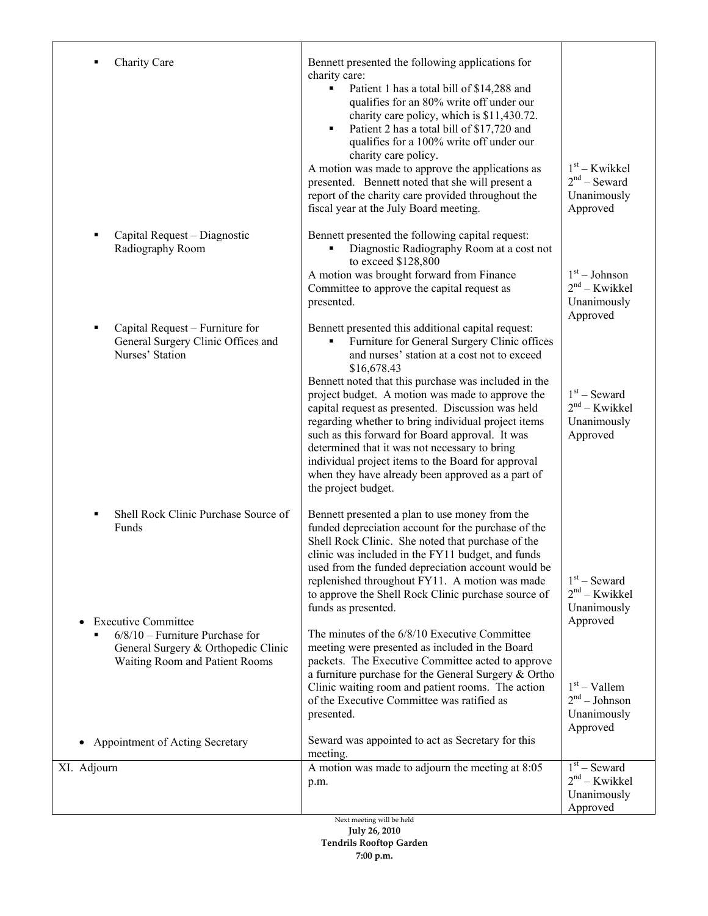| | | |
|---|---|---|
| ▪ Charity Care | Bennett presented the following applications for charity care:<br>▪ Patient 1 has a total bill of $14,288 and qualifies for an 80% write off under our charity care policy, which is $11,430.72.<br>▪ Patient 2 has a total bill of $17,720 and qualifies for a 100% write off under our charity care policy.<br>A motion was made to approve the applications as presented. Bennett noted that she will present a report of the charity care provided throughout the fiscal year at the July Board meeting. | 1st – Kwikkel<br>2nd – Seward<br>Unanimously Approved |
| ▪ Capital Request – Diagnostic Radiography Room | Bennett presented the following capital request:<br>▪ Diagnostic Radiography Room at a cost not to exceed $128,800<br>A motion was brought forward from Finance Committee to approve the capital request as presented. | 1st – Johnson<br>2nd – Kwikkel<br>Unanimously Approved |
| ▪ Capital Request – Furniture for General Surgery Clinic Offices and Nurses' Station | Bennett presented this additional capital request:<br>▪ Furniture for General Surgery Clinic offices and nurses' station at a cost not to exceed $16,678.43<br>Bennett noted that this purchase was included in the project budget. A motion was made to approve the capital request as presented. Discussion was held regarding whether to bring individual project items such as this forward for Board approval. It was determined that it was not necessary to bring individual project items to the Board for approval when they have already been approved as a part of the project budget. | 1st – Seward<br>2nd – Kwikkel<br>Unanimously Approved |
| ▪ Shell Rock Clinic Purchase Source of Funds | Bennett presented a plan to use money from the funded depreciation account for the purchase of the Shell Rock Clinic. She noted that purchase of the clinic was included in the FY11 budget, and funds used from the funded depreciation account would be replenished throughout FY11. A motion was made to approve the Shell Rock Clinic purchase source of funds as presented. | 1st – Seward<br>2nd – Kwikkel<br>Unanimously Approved |
| • Executive Committee<br>▪ 6/8/10 – Furniture Purchase for General Surgery & Orthopedic Clinic Waiting Room and Patient Rooms | The minutes of the 6/8/10 Executive Committee meeting were presented as included in the Board packets. The Executive Committee acted to approve a furniture purchase for the General Surgery & Ortho Clinic waiting room and patient rooms. The action of the Executive Committee was ratified as presented. | 1st – Vallem<br>2nd – Johnson<br>Unanimously Approved |
| • Appointment of Acting Secretary | Seward was appointed to act as Secretary for this meeting. | |
| XI. Adjourn | A motion was made to adjourn the meeting at 8:05 p.m. | 1st – Seward<br>2nd – Kwikkel<br>Unanimously Approved |

Next meeting will be held
**July 26, 2010**
**Tendrils Rooftop Garden**
**7:00 p.m.**